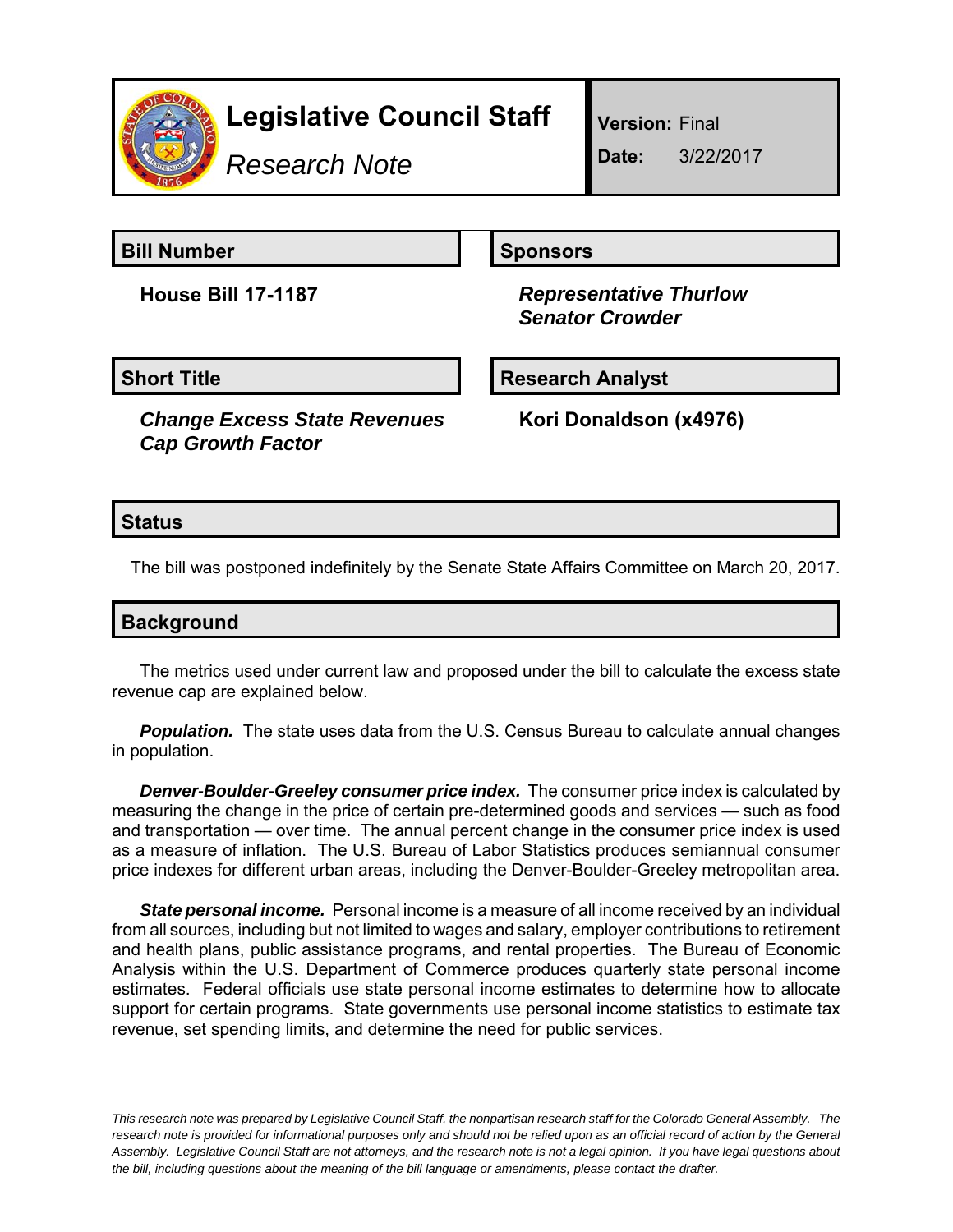# Legislative Council Staff

*Research Note*

**Version:** Final

**Date:** 3/22/2017

## Bill Number

**House Bill 17-1187**

## Sponsors

***Representative Thurlow***
***Senator Crowder***

## Short Title

***Change Excess State Revenues Cap Growth Factor***

## Research Analyst

**Kori Donaldson (x4976)**

## Status

The bill was postponed indefinitely by the Senate State Affairs Committee on March 20, 2017.

## Background

The metrics used under current law and proposed under the bill to calculate the excess state revenue cap are explained below.

***Population.*** The state uses data from the U.S. Census Bureau to calculate annual changes in population.

***Denver-Boulder-Greeley consumer price index.*** The consumer price index is calculated by measuring the change in the price of certain pre-determined goods and services — such as food and transportation — over time. The annual percent change in the consumer price index is used as a measure of inflation. The U.S. Bureau of Labor Statistics produces semiannual consumer price indexes for different urban areas, including the Denver-Boulder-Greeley metropolitan area.

***State personal income.*** Personal income is a measure of all income received by an individual from all sources, including but not limited to wages and salary, employer contributions to retirement and health plans, public assistance programs, and rental properties. The Bureau of Economic Analysis within the U.S. Department of Commerce produces quarterly state personal income estimates. Federal officials use state personal income estimates to determine how to allocate support for certain programs. State governments use personal income statistics to estimate tax revenue, set spending limits, and determine the need for public services.

*This research note was prepared by Legislative Council Staff, the nonpartisan research staff for the Colorado General Assembly. The research note is provided for informational purposes only and should not be relied upon as an official record of action by the General Assembly. Legislative Council Staff are not attorneys, and the research note is not a legal opinion. If you have legal questions about the bill, including questions about the meaning of the bill language or amendments, please contact the drafter.*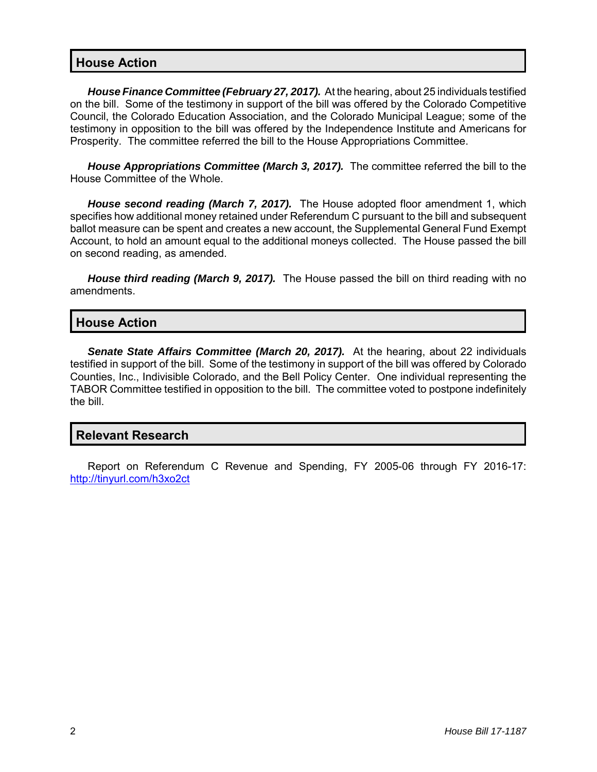## House Action

***House Finance Committee (February 27, 2017).*** At the hearing, about 25 individuals testified on the bill. Some of the testimony in support of the bill was offered by the Colorado Competitive Council, the Colorado Education Association, and the Colorado Municipal League; some of the testimony in opposition to the bill was offered by the Independence Institute and Americans for Prosperity. The committee referred the bill to the House Appropriations Committee.

***House Appropriations Committee (March 3, 2017).*** The committee referred the bill to the House Committee of the Whole.

***House second reading (March 7, 2017).*** The House adopted floor amendment 1, which specifies how additional money retained under Referendum C pursuant to the bill and subsequent ballot measure can be spent and creates a new account, the Supplemental General Fund Exempt Account, to hold an amount equal to the additional moneys collected. The House passed the bill on second reading, as amended.

***House third reading (March 9, 2017).*** The House passed the bill on third reading with no amendments.

## House Action

***Senate State Affairs Committee (March 20, 2017).*** At the hearing, about 22 individuals testified in support of the bill. Some of the testimony in support of the bill was offered by Colorado Counties, Inc., Indivisible Colorado, and the Bell Policy Center. One individual representing the TABOR Committee testified in opposition to the bill. The committee voted to postpone indefinitely the bill.

## Relevant Research

Report on Referendum C Revenue and Spending, FY 2005-06 through FY 2016-17: http://tinyurl.com/h3xo2ct